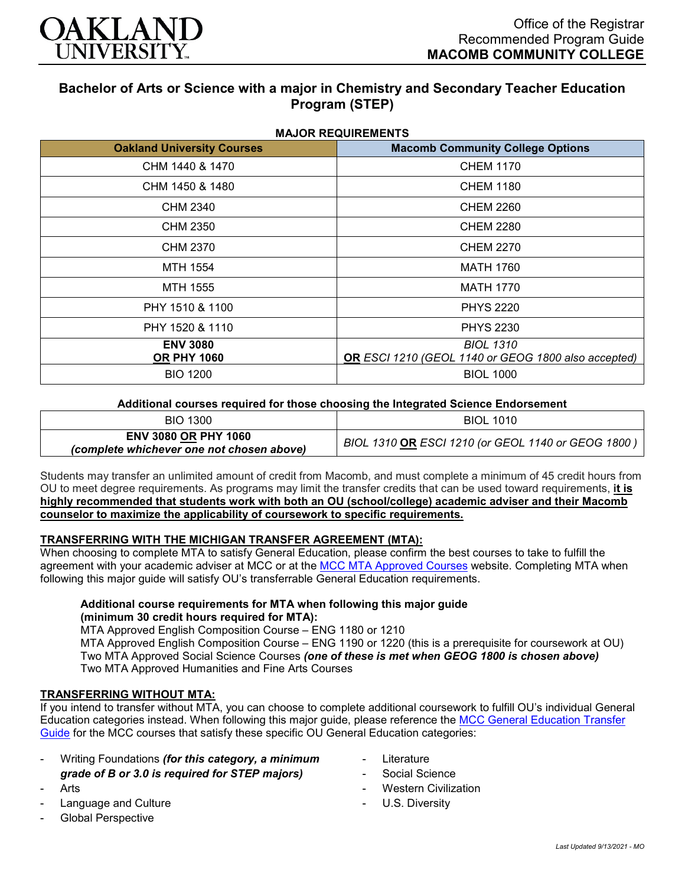Office of the Registrar
Recommended Program Guide
**MACOMB COMMUNITY COLLEGE**

# Bachelor of Arts or Science with a major in Chemistry and Secondary Teacher Education Program (STEP)

### MAJOR REQUIREMENTS

| Oakland University Courses | Macomb Community College Options |
|---|---|
| CHM 1440 & 1470 | CHEM 1170 |
| CHM 1450 & 1480 | CHEM 1180 |
| CHM 2340 | CHEM 2260 |
| CHM 2350 | CHEM 2280 |
| CHM 2370 | CHEM 2270 |
| MTH 1554 | MATH 1760 |
| MTH 1555 | MATH 1770 |
| PHY 1510 & 1100 | PHYS 2220 |
| PHY 1520 & 1110 | PHYS 2230 |
| **ENV 3080** **OR PHY 1060** | *BIOL 1310* **OR** *ESCI 1210 (GEOL 1140 or GEOG 1800 also accepted)* |
| BIO 1200 | BIOL 1000 |

**Additional courses required for those choosing the Integrated Science Endorsement**

| | |
|---|---|
| BIO 1300 | BIOL 1010 |
| **ENV 3080 OR PHY 1060** ***(complete whichever one not chosen above)*** | *BIOL 1310* **OR** *ESCI 1210 (or GEOL 1140 or GEOG 1800 )* |

Students may transfer an unlimited amount of credit from Macomb, and must complete a minimum of 45 credit hours from OU to meet degree requirements. As programs may limit the transfer credits that can be used toward requirements, **it is highly recommended that students work with both an OU (school/college) academic adviser and their Macomb counselor to maximize the applicability of coursework to specific requirements.**

**TRANSFERRING WITH THE MICHIGAN TRANSFER AGREEMENT (MTA):**
When choosing to complete MTA to satisfy General Education, please confirm the best courses to take to fulfill the agreement with your academic adviser at MCC or at the MCC MTA Approved Courses website. Completing MTA when following this major guide will satisfy OU's transferrable General Education requirements.

**Additional course requirements for MTA when following this major guide (minimum 30 credit hours required for MTA):**
MTA Approved English Composition Course – ENG 1180 or 1210
MTA Approved English Composition Course – ENG 1190 or 1220 (this is a prerequisite for coursework at OU)
Two MTA Approved Social Science Courses ***(one of these is met when GEOG 1800 is chosen above)***
Two MTA Approved Humanities and Fine Arts Courses

**TRANSFERRING WITHOUT MTA:**
If you intend to transfer without MTA, you can choose to complete additional coursework to fulfill OU's individual General Education categories instead. When following this major guide, please reference the MCC General Education Transfer Guide for the MCC courses that satisfy these specific OU General Education categories:

- Writing Foundations ***(for this category, a minimum grade of B or 3.0 is required for STEP majors)***
- Arts
- Language and Culture
- Global Perspective
- Literature
- Social Science
- Western Civilization
- U.S. Diversity

*Last Updated 9/13/2021 - MO*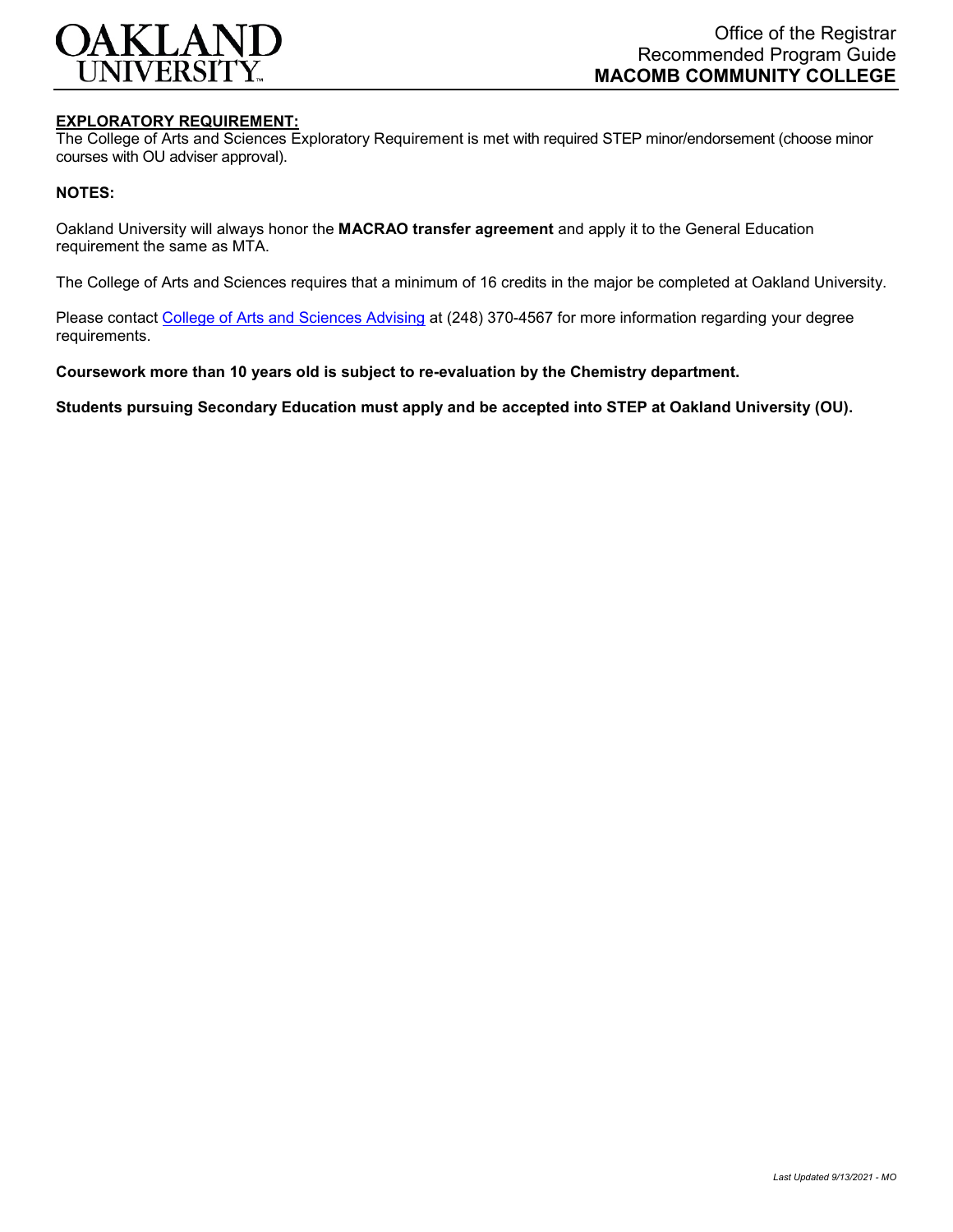**EXPLORATORY REQUIREMENT:**
The College of Arts and Sciences Exploratory Requirement is met with required STEP minor/endorsement (choose minor courses with OU adviser approval).

**NOTES:**

Oakland University will always honor the **MACRAO transfer agreement** and apply it to the General Education requirement the same as MTA.

The College of Arts and Sciences requires that a minimum of 16 credits in the major be completed at Oakland University.

Please contact College of Arts and Sciences Advising at (248) 370-4567 for more information regarding your degree requirements.

**Coursework more than 10 years old is subject to re-evaluation by the Chemistry department.**

**Students pursuing Secondary Education must apply and be accepted into STEP at Oakland University (OU).**

*Last Updated 9/13/2021 - MO*